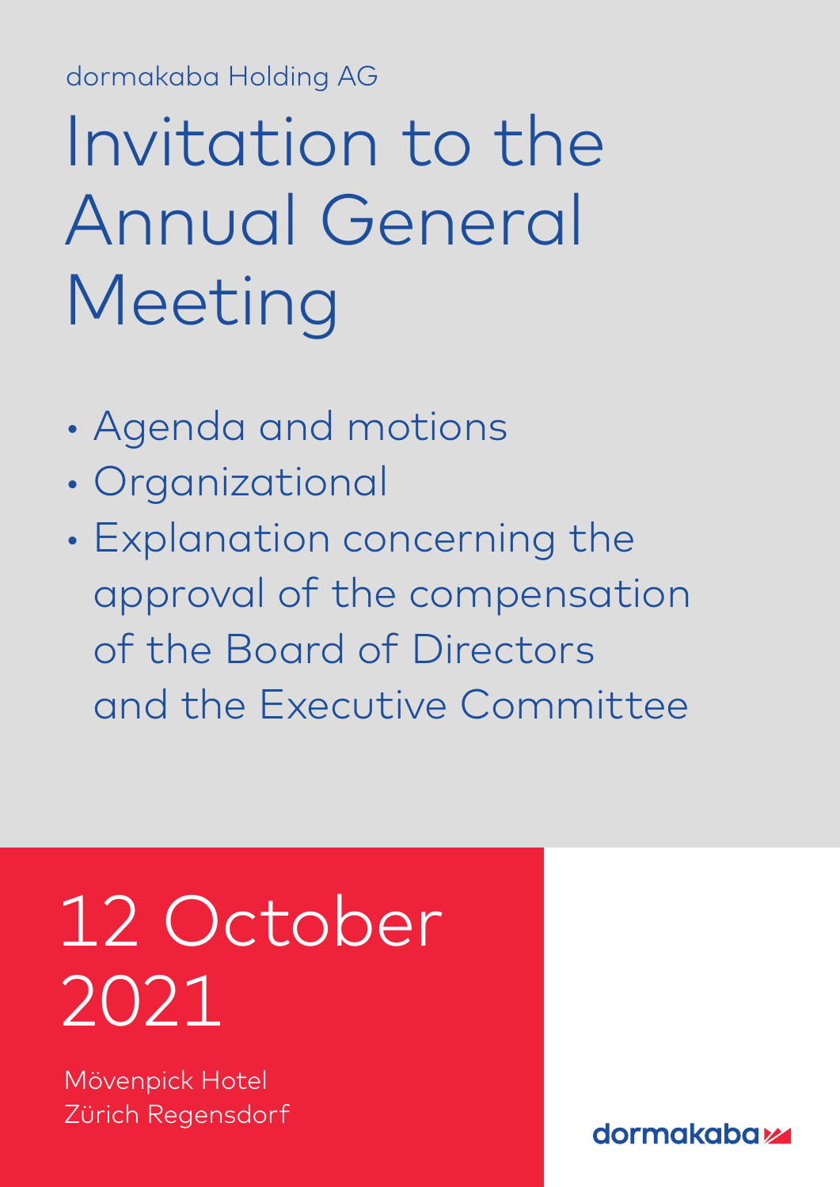dormakaba Holding AG

# Invitation to the Annual General Meeting

- Agenda and motions
- Organizational
- Explanation concerning the approval of the compensation of the Board of Directors and the Executive Committee

## 12 October 2021

Mövenpick Hotel
Zürich Regensdorf

dormakaba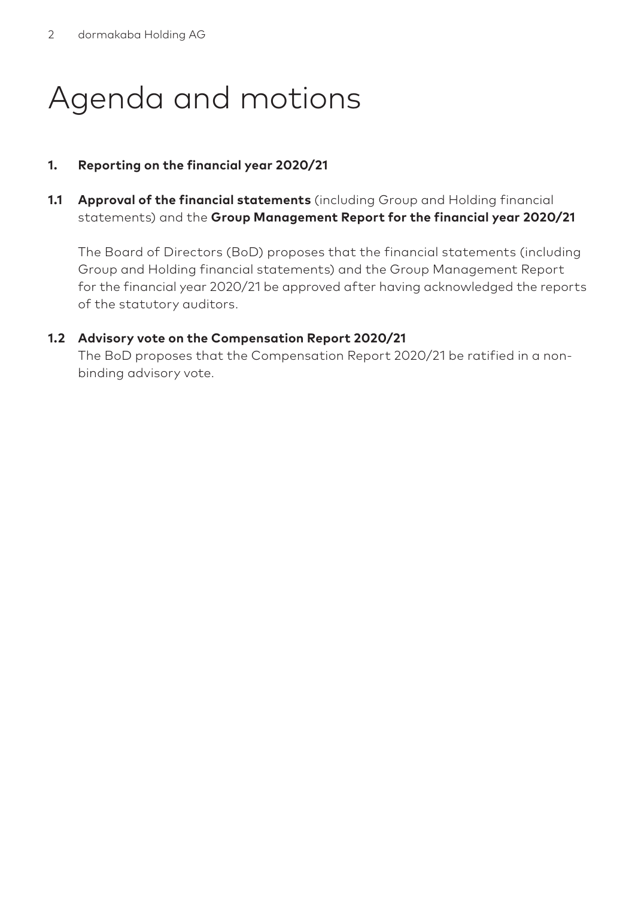# Agenda and motions

## 1. Reporting on the financial year 2020/21

### 1.1 **Approval of the financial statements** (including Group and Holding financial statements) and the **Group Management Report for the financial year 2020/21**

The Board of Directors (BoD) proposes that the financial statements (including Group and Holding financial statements) and the Group Management Report for the financial year 2020/21 be approved after having acknowledged the reports of the statutory auditors.

### 1.2 Advisory vote on the Compensation Report 2020/21

The BoD proposes that the Compensation Report 2020/21 be ratified in a non-binding advisory vote.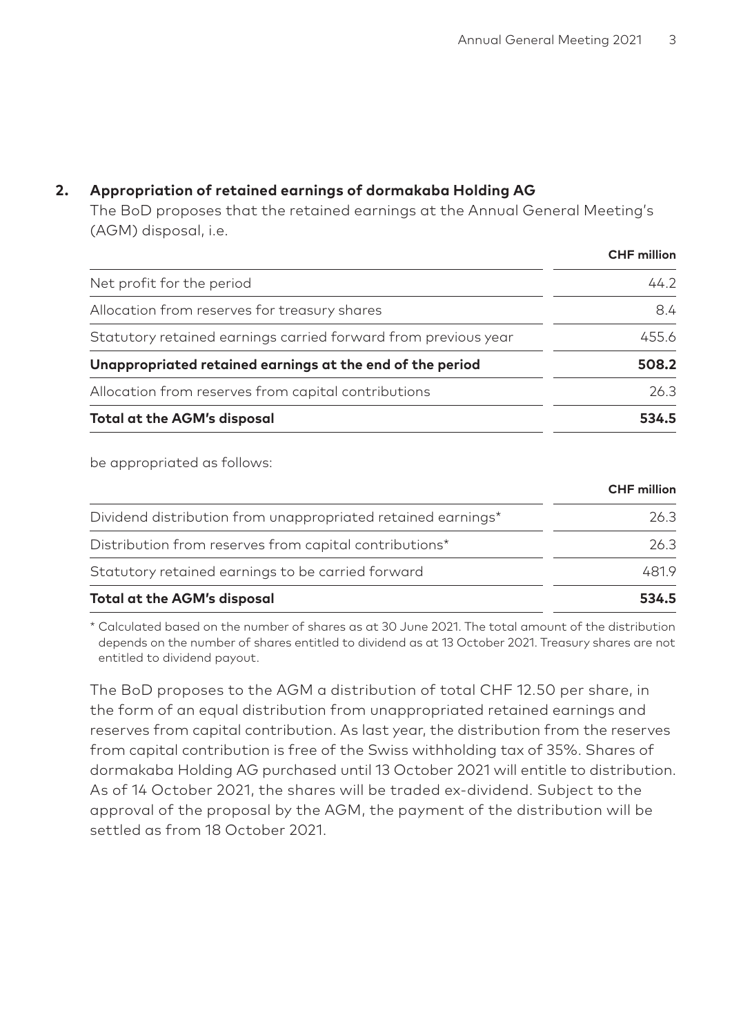## 2. Appropriation of retained earnings of dormakaba Holding AG

The BoD proposes that the retained earnings at the Annual General Meeting's (AGM) disposal, i.e.

| | CHF million |
|---|---|
| Net profit for the period | 44.2 |
| Allocation from reserves for treasury shares | 8.4 |
| Statutory retained earnings carried forward from previous year | 455.6 |
| **Unappropriated retained earnings at the end of the period** | **508.2** |
| Allocation from reserves from capital contributions | 26.3 |
| **Total at the AGM's disposal** | **534.5** |

be appropriated as follows:

| | CHF million |
|---|---|
| Dividend distribution from unappropriated retained earnings* | 26.3 |
| Distribution from reserves from capital contributions* | 26.3 |
| Statutory retained earnings to be carried forward | 481.9 |
| **Total at the AGM's disposal** | **534.5** |

* Calculated based on the number of shares as at 30 June 2021. The total amount of the distribution depends on the number of shares entitled to dividend as at 13 October 2021. Treasury shares are not entitled to dividend payout.

The BoD proposes to the AGM a distribution of total CHF 12.50 per share, in the form of an equal distribution from unappropriated retained earnings and reserves from capital contribution. As last year, the distribution from the reserves from capital contribution is free of the Swiss withholding tax of 35%. Shares of dormakaba Holding AG purchased until 13 October 2021 will entitle to distribution. As of 14 October 2021, the shares will be traded ex-dividend. Subject to the approval of the proposal by the AGM, the payment of the distribution will be settled as from 18 October 2021.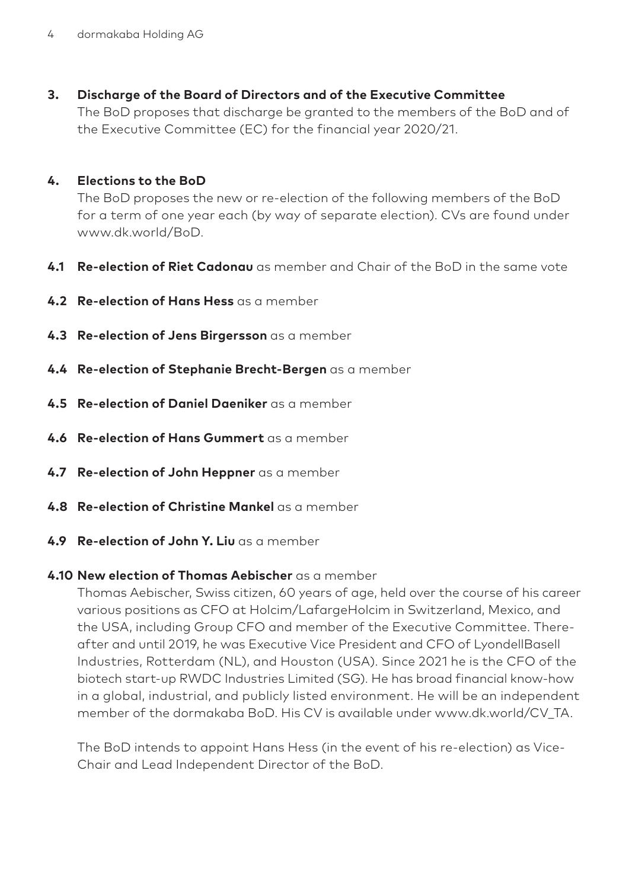## 3. Discharge of the Board of Directors and of the Executive Committee

The BoD proposes that discharge be granted to the members of the BoD and of the Executive Committee (EC) for the financial year 2020/21.

## 4. Elections to the BoD

The BoD proposes the new or re-election of the following members of the BoD for a term of one year each (by way of separate election). CVs are found under www.dk.world/BoD.

**4.1 Re-election of Riet Cadonau** as member and Chair of the BoD in the same vote

**4.2 Re-election of Hans Hess** as a member

**4.3 Re-election of Jens Birgersson** as a member

**4.4 Re-election of Stephanie Brecht-Bergen** as a member

**4.5 Re-election of Daniel Daeniker** as a member

**4.6 Re-election of Hans Gummert** as a member

**4.7 Re-election of John Heppner** as a member

**4.8 Re-election of Christine Mankel** as a member

**4.9 Re-election of John Y. Liu** as a member

**4.10 New election of Thomas Aebischer** as a member

Thomas Aebischer, Swiss citizen, 60 years of age, held over the course of his career various positions as CFO at Holcim/LafargeHolcim in Switzerland, Mexico, and the USA, including Group CFO and member of the Executive Committee. Thereafter and until 2019, he was Executive Vice President and CFO of LyondellBasell Industries, Rotterdam (NL), and Houston (USA). Since 2021 he is the CFO of the biotech start-up RWDC Industries Limited (SG). He has broad financial know-how in a global, industrial, and publicly listed environment. He will be an independent member of the dormakaba BoD. His CV is available under www.dk.world/CV_TA.

The BoD intends to appoint Hans Hess (in the event of his re-election) as Vice-Chair and Lead Independent Director of the BoD.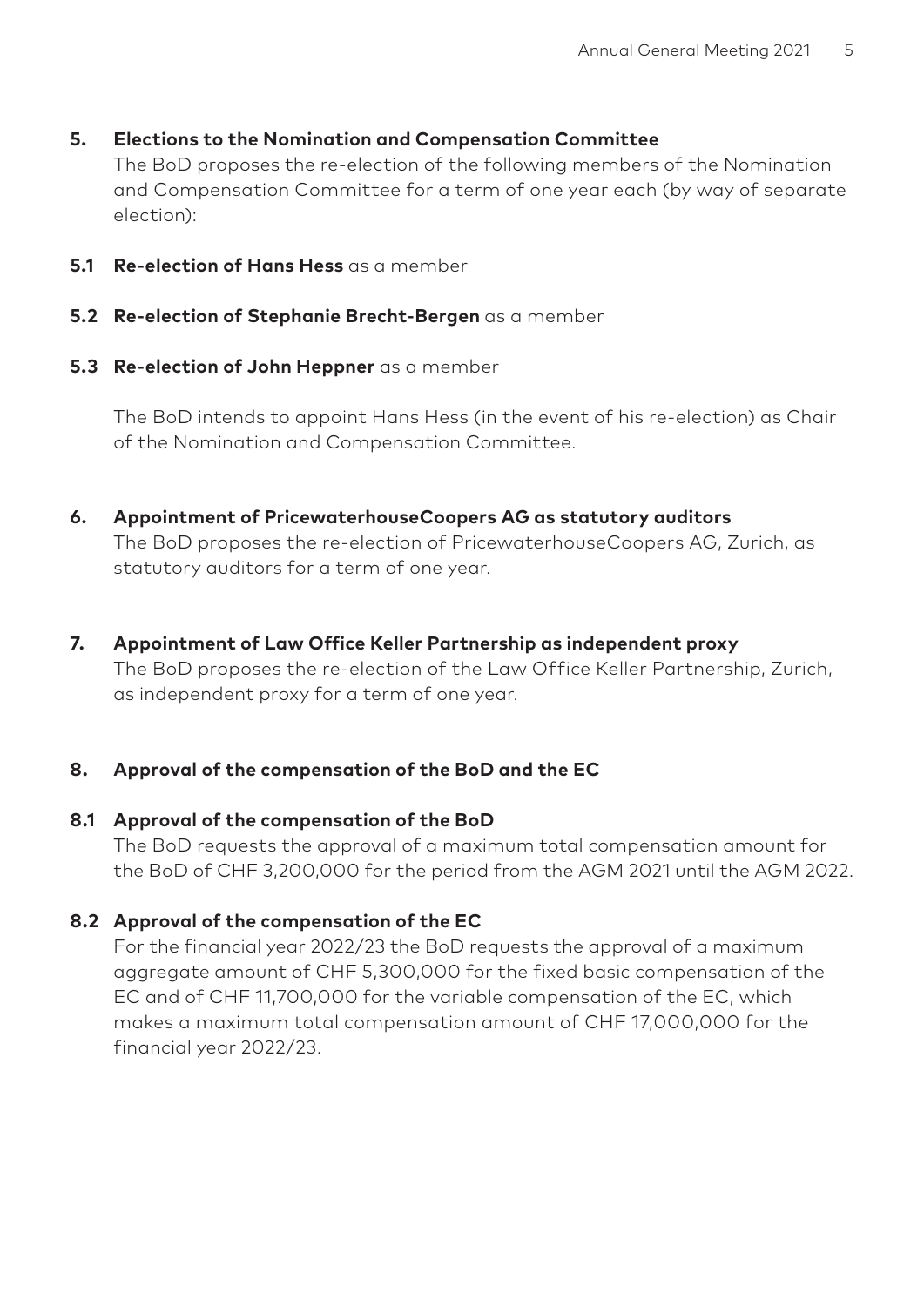## 5. Elections to the Nomination and Compensation Committee

The BoD proposes the re-election of the following members of the Nomination and Compensation Committee for a term of one year each (by way of separate election):

### 5.1 **Re-election of Hans Hess** as a member

### 5.2 **Re-election of Stephanie Brecht-Bergen** as a member

### 5.3 **Re-election of John Heppner** as a member

The BoD intends to appoint Hans Hess (in the event of his re-election) as Chair of the Nomination and Compensation Committee.

## 6. Appointment of PricewaterhouseCoopers AG as statutory auditors

The BoD proposes the re-election of PricewaterhouseCoopers AG, Zurich, as statutory auditors for a term of one year.

## 7. Appointment of Law Office Keller Partnership as independent proxy

The BoD proposes the re-election of the Law Office Keller Partnership, Zurich, as independent proxy for a term of one year.

## 8. Approval of the compensation of the BoD and the EC

### 8.1 Approval of the compensation of the BoD

The BoD requests the approval of a maximum total compensation amount for the BoD of CHF 3,200,000 for the period from the AGM 2021 until the AGM 2022.

### 8.2 Approval of the compensation of the EC

For the financial year 2022/23 the BoD requests the approval of a maximum aggregate amount of CHF 5,300,000 for the fixed basic compensation of the EC and of CHF 11,700,000 for the variable compensation of the EC, which makes a maximum total compensation amount of CHF 17,000,000 for the financial year 2022/23.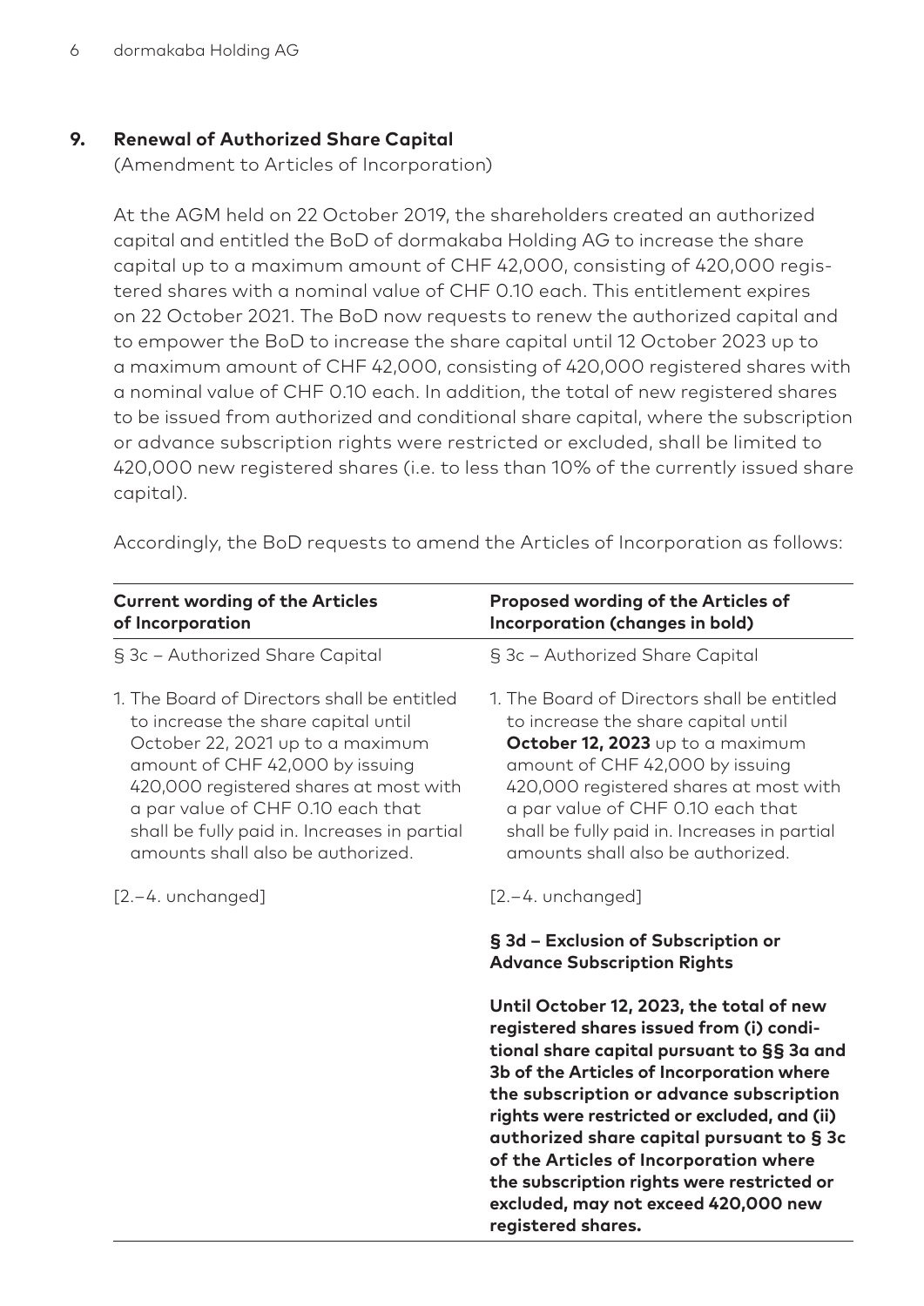## 9. Renewal of Authorized Share Capital

(Amendment to Articles of Incorporation)

At the AGM held on 22 October 2019, the shareholders created an authorized capital and entitled the BoD of dormakaba Holding AG to increase the share capital up to a maximum amount of CHF 42,000, consisting of 420,000 registered shares with a nominal value of CHF 0.10 each. This entitlement expires on 22 October 2021. The BoD now requests to renew the authorized capital and to empower the BoD to increase the share capital until 12 October 2023 up to a maximum amount of CHF 42,000, consisting of 420,000 registered shares with a nominal value of CHF 0.10 each. In addition, the total of new registered shares to be issued from authorized and conditional share capital, where the subscription or advance subscription rights were restricted or excluded, shall be limited to 420,000 new registered shares (i.e. to less than 10% of the currently issued share capital).

Accordingly, the BoD requests to amend the Articles of Incorporation as follows:

| Current wording of the Articles of Incorporation | Proposed wording of the Articles of Incorporation (changes in bold) |
|---|---|
| § 3c – Authorized Share Capital | § 3c – Authorized Share Capital |
| 1. The Board of Directors shall be entitled to increase the share capital until October 22, 2021 up to a maximum amount of CHF 42,000 by issuing 420,000 registered shares at most with a par value of CHF 0.10 each that shall be fully paid in. Increases in partial amounts shall also be authorized. | 1. The Board of Directors shall be entitled to increase the share capital until **October 12, 2023** up to a maximum amount of CHF 42,000 by issuing 420,000 registered shares at most with a par value of CHF 0.10 each that shall be fully paid in. Increases in partial amounts shall also be authorized. |
| [2.–4. unchanged] | [2.–4. unchanged] |
| | **§ 3d – Exclusion of Subscription or Advance Subscription Rights** |
| | **Until October 12, 2023, the total of new registered shares issued from (i) conditional share capital pursuant to §§ 3a and 3b of the Articles of Incorporation where the subscription or advance subscription rights were restricted or excluded, and (ii) authorized share capital pursuant to § 3c of the Articles of Incorporation where the subscription rights were restricted or excluded, may not exceed 420,000 new registered shares.** |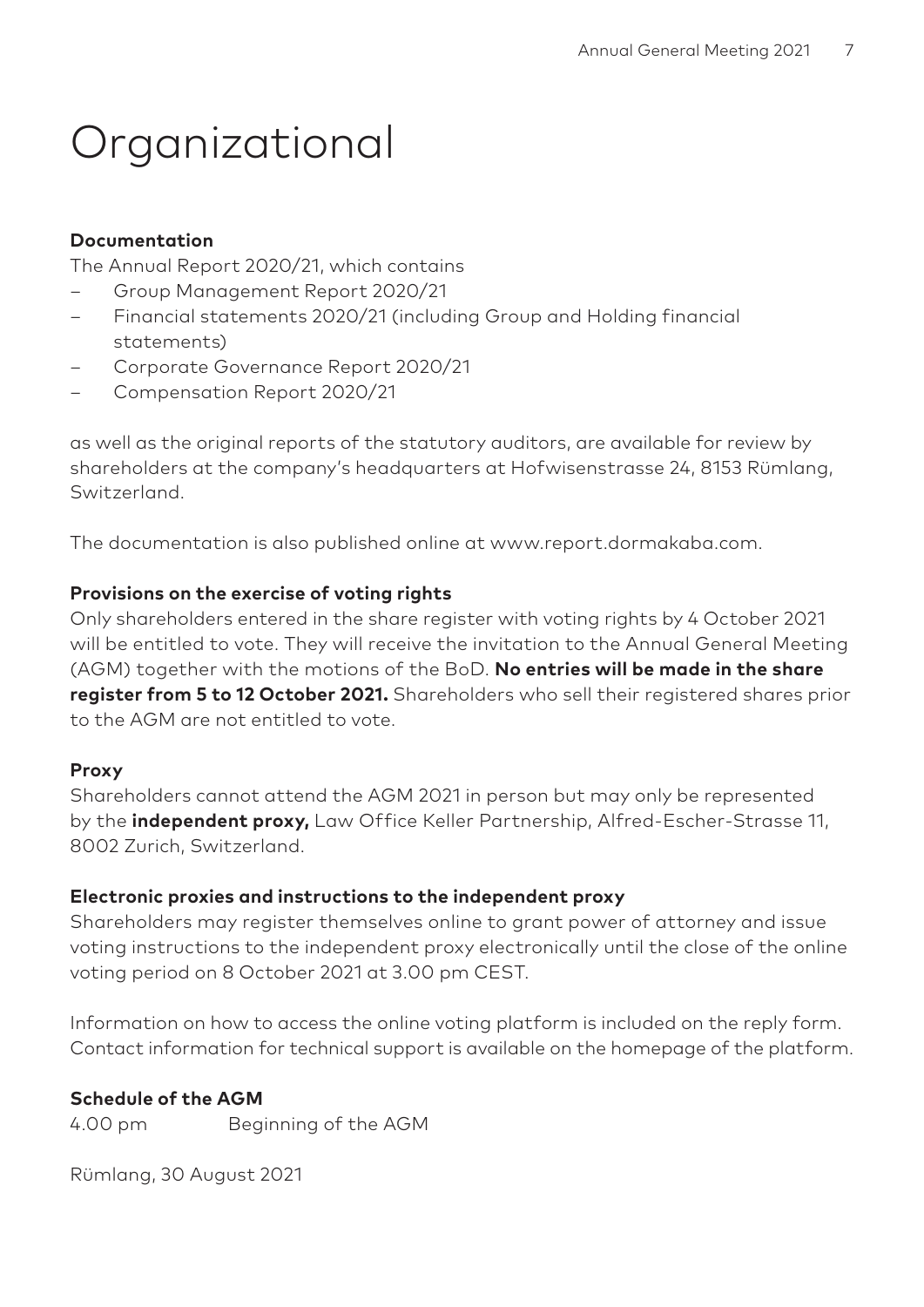# Organizational

**Documentation**

The Annual Report 2020/21, which contains

- Group Management Report 2020/21
- Financial statements 2020/21 (including Group and Holding financial statements)
- Corporate Governance Report 2020/21
- Compensation Report 2020/21

as well as the original reports of the statutory auditors, are available for review by shareholders at the company's headquarters at Hofwisenstrasse 24, 8153 Rümlang, Switzerland.

The documentation is also published online at www.report.dormakaba.com.

**Provisions on the exercise of voting rights**

Only shareholders entered in the share register with voting rights by 4 October 2021 will be entitled to vote. They will receive the invitation to the Annual General Meeting (AGM) together with the motions of the BoD. **No entries will be made in the share register from 5 to 12 October 2021.** Shareholders who sell their registered shares prior to the AGM are not entitled to vote.

**Proxy**

Shareholders cannot attend the AGM 2021 in person but may only be represented by the **independent proxy,** Law Office Keller Partnership, Alfred-Escher-Strasse 11, 8002 Zurich, Switzerland.

**Electronic proxies and instructions to the independent proxy**

Shareholders may register themselves online to grant power of attorney and issue voting instructions to the independent proxy electronically until the close of the online voting period on 8 October 2021 at 3.00 pm CEST.

Information on how to access the online voting platform is included on the reply form. Contact information for technical support is available on the homepage of the platform.

**Schedule of the AGM**

4.00 pm Beginning of the AGM

Rümlang, 30 August 2021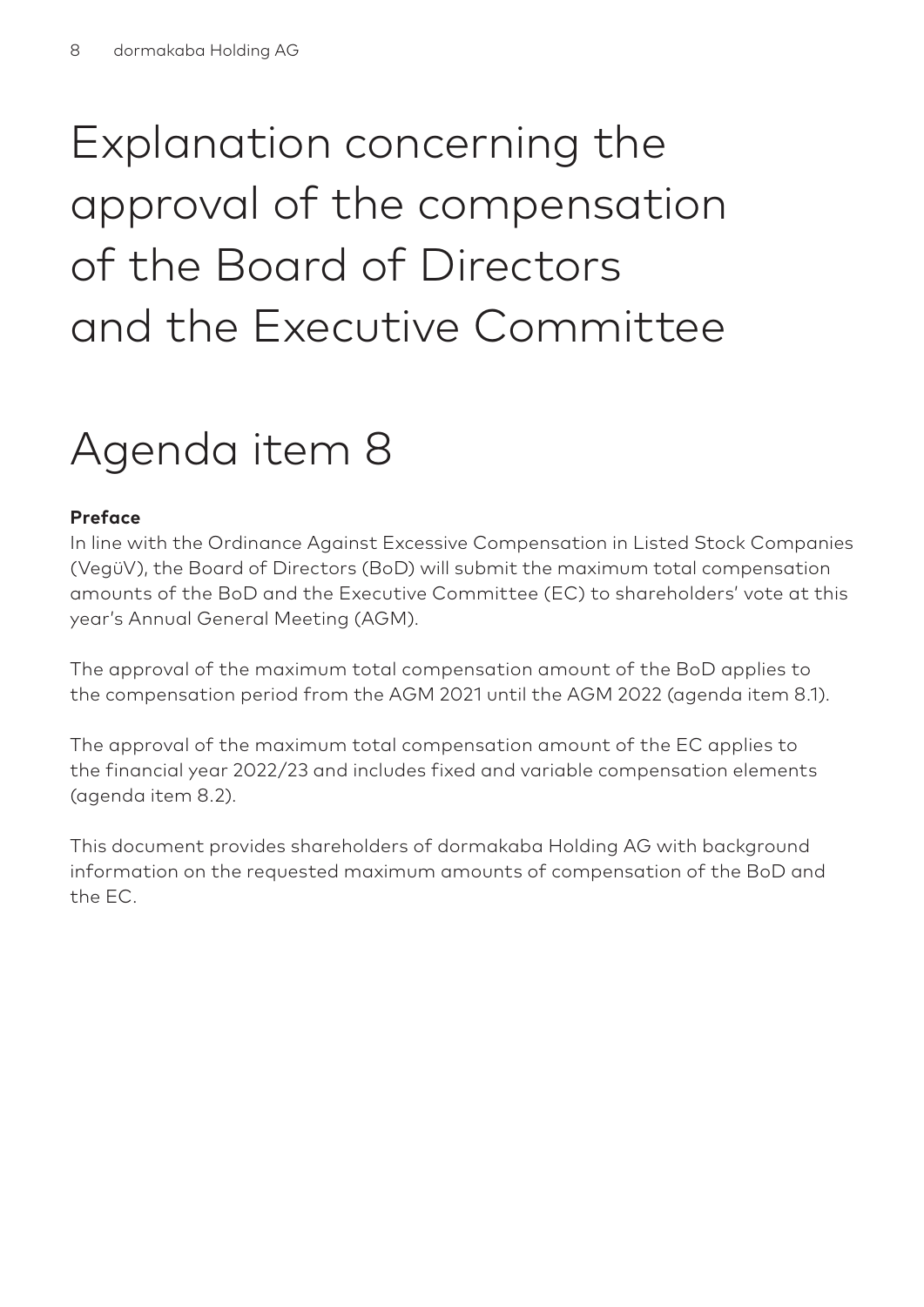# Explanation concerning the approval of the compensation of the Board of Directors and the Executive Committee

# Agenda item 8

**Preface**

In line with the Ordinance Against Excessive Compensation in Listed Stock Companies (VegüV), the Board of Directors (BoD) will submit the maximum total compensation amounts of the BoD and the Executive Committee (EC) to shareholders' vote at this year's Annual General Meeting (AGM).

The approval of the maximum total compensation amount of the BoD applies to the compensation period from the AGM 2021 until the AGM 2022 (agenda item 8.1).

The approval of the maximum total compensation amount of the EC applies to the financial year 2022/23 and includes fixed and variable compensation elements (agenda item 8.2).

This document provides shareholders of dormakaba Holding AG with background information on the requested maximum amounts of compensation of the BoD and the EC.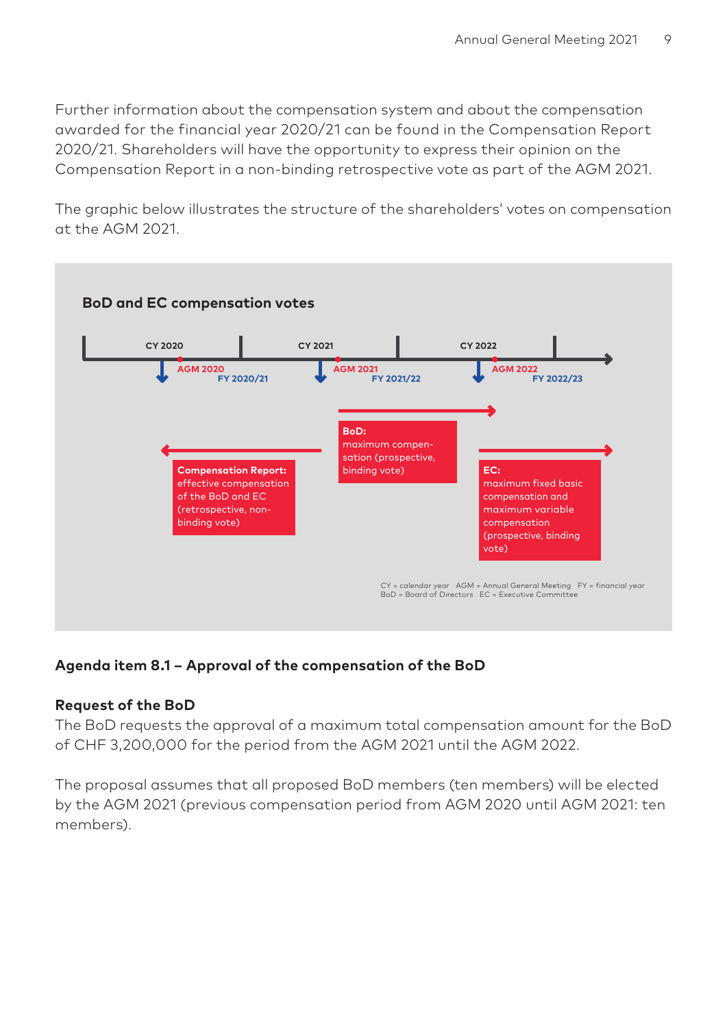Further information about the compensation system and about the compensation awarded for the financial year 2020/21 can be found in the Compensation Report 2020/21. Shareholders will have the opportunity to express their opinion on the Compensation Report in a non-binding retrospective vote as part of the AGM 2021.

The graphic below illustrates the structure of the shareholders' votes on compensation at the AGM 2021.

**BoD and EC compensation votes**

CY 2020 | CY 2021 | CY 2022

AGM 2020 | FY 2020/21 | AGM 2021 | FY 2021/22 | AGM 2022 | FY 2022/23

**Compensation Report:** effective compensation of the BoD and EC (retrospective, non-binding vote)

**BoD:** maximum compensation (prospective, binding vote)

**EC:** maximum fixed basic compensation and maximum variable compensation (prospective, binding vote)

CY = calendar year AGM = Annual General Meeting FY = financial year
BoD = Board of Directors EC = Executive Committee

### Agenda item 8.1 – Approval of the compensation of the BoD

**Request of the BoD**

The BoD requests the approval of a maximum total compensation amount for the BoD of CHF 3,200,000 for the period from the AGM 2021 until the AGM 2022.

The proposal assumes that all proposed BoD members (ten members) will be elected by the AGM 2021 (previous compensation period from AGM 2020 until AGM 2021: ten members).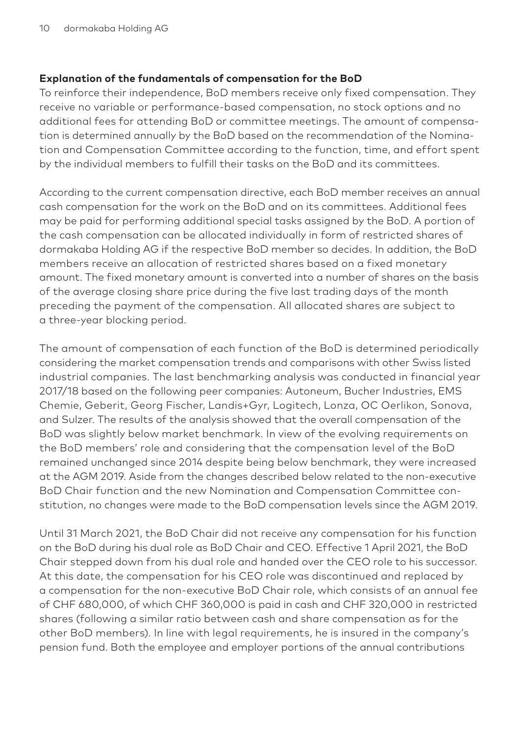**Explanation of the fundamentals of compensation for the BoD**

To reinforce their independence, BoD members receive only fixed compensation. They receive no variable or performance-based compensation, no stock options and no additional fees for attending BoD or committee meetings. The amount of compensation is determined annually by the BoD based on the recommendation of the Nomination and Compensation Committee according to the function, time, and effort spent by the individual members to fulfill their tasks on the BoD and its committees.

According to the current compensation directive, each BoD member receives an annual cash compensation for the work on the BoD and on its committees. Additional fees may be paid for performing additional special tasks assigned by the BoD. A portion of the cash compensation can be allocated individually in form of restricted shares of dormakaba Holding AG if the respective BoD member so decides. In addition, the BoD members receive an allocation of restricted shares based on a fixed monetary amount. The fixed monetary amount is converted into a number of shares on the basis of the average closing share price during the five last trading days of the month preceding the payment of the compensation. All allocated shares are subject to a three-year blocking period.

The amount of compensation of each function of the BoD is determined periodically considering the market compensation trends and comparisons with other Swiss listed industrial companies. The last benchmarking analysis was conducted in financial year 2017/18 based on the following peer companies: Autoneum, Bucher Industries, EMS Chemie, Geberit, Georg Fischer, Landis+Gyr, Logitech, Lonza, OC Oerlikon, Sonova, and Sulzer. The results of the analysis showed that the overall compensation of the BoD was slightly below market benchmark. In view of the evolving requirements on the BoD members' role and considering that the compensation level of the BoD remained unchanged since 2014 despite being below benchmark, they were increased at the AGM 2019. Aside from the changes described below related to the non-executive BoD Chair function and the new Nomination and Compensation Committee constitution, no changes were made to the BoD compensation levels since the AGM 2019.

Until 31 March 2021, the BoD Chair did not receive any compensation for his function on the BoD during his dual role as BoD Chair and CEO. Effective 1 April 2021, the BoD Chair stepped down from his dual role and handed over the CEO role to his successor. At this date, the compensation for his CEO role was discontinued and replaced by a compensation for the non-executive BoD Chair role, which consists of an annual fee of CHF 680,000, of which CHF 360,000 is paid in cash and CHF 320,000 in restricted shares (following a similar ratio between cash and share compensation as for the other BoD members). In line with legal requirements, he is insured in the company's pension fund. Both the employee and employer portions of the annual contributions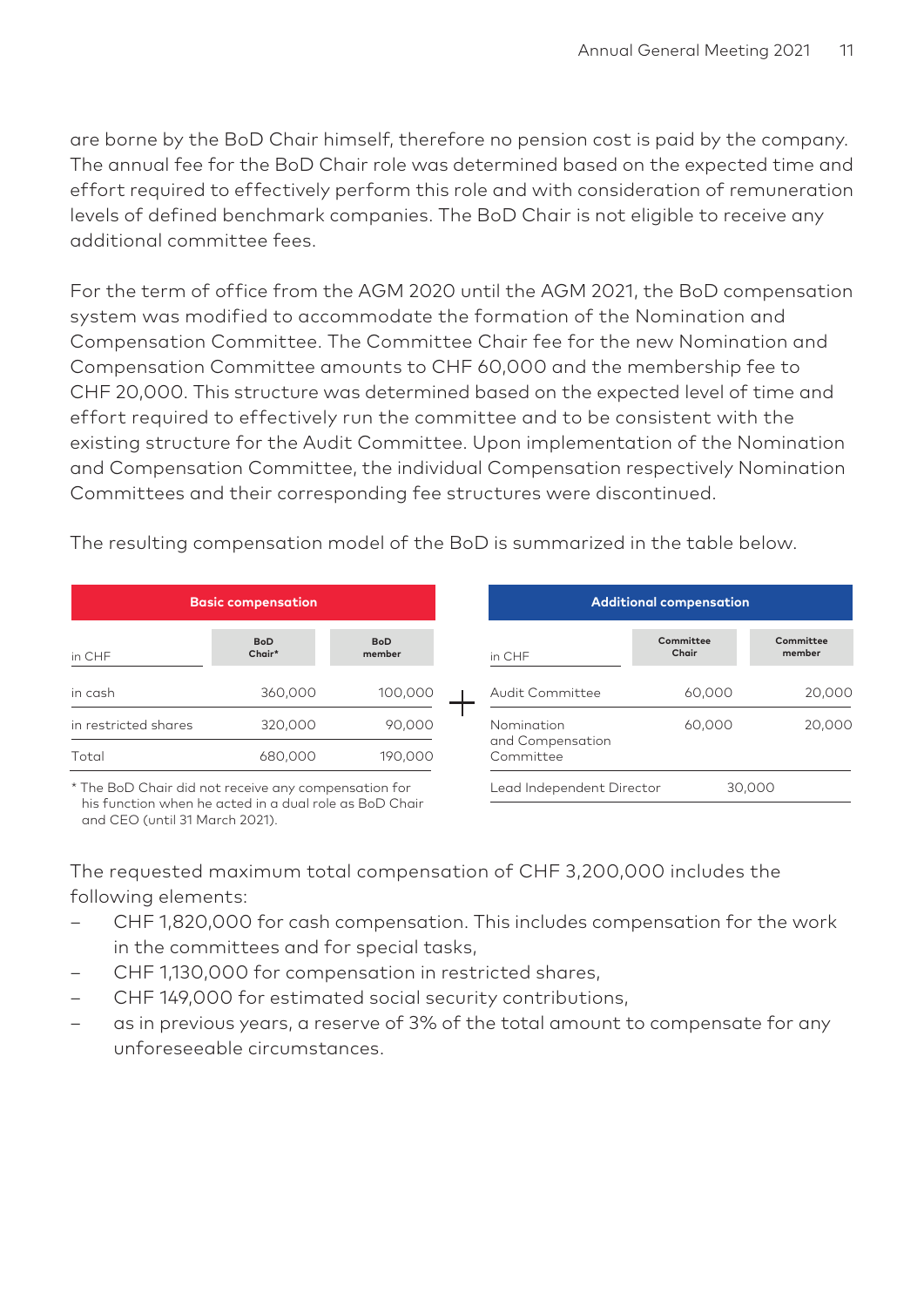are borne by the BoD Chair himself, therefore no pension cost is paid by the company. The annual fee for the BoD Chair role was determined based on the expected time and effort required to effectively perform this role and with consideration of remuneration levels of defined benchmark companies. The BoD Chair is not eligible to receive any additional committee fees.

For the term of office from the AGM 2020 until the AGM 2021, the BoD compensation system was modified to accommodate the formation of the Nomination and Compensation Committee. The Committee Chair fee for the new Nomination and Compensation Committee amounts to CHF 60,000 and the membership fee to CHF 20,000. This structure was determined based on the expected level of time and effort required to effectively run the committee and to be consistent with the existing structure for the Audit Committee. Upon implementation of the Nomination and Compensation Committee, the individual Compensation respectively Nomination Committees and their corresponding fee structures were discontinued.

The resulting compensation model of the BoD is summarized in the table below.

| Basic compensation | | |
|---|---|---|
| in CHF | BoD Chair* | BoD member |
| in cash | 360,000 | 100,000 |
| in restricted shares | 320,000 | 90,000 |
| Total | 680,000 | 190,000 |

\* The BoD Chair did not receive any compensation for his function when he acted in a dual role as BoD Chair and CEO (until 31 March 2021).

+

| Additional compensation | | |
|---|---|---|
| in CHF | Committee Chair | Committee member |
| Audit Committee | 60,000 | 20,000 |
| Nomination and Compensation Committee | 60,000 | 20,000 |
| Lead Independent Director | 30,000 | |

The requested maximum total compensation of CHF 3,200,000 includes the following elements:

- CHF 1,820,000 for cash compensation. This includes compensation for the work in the committees and for special tasks,
- CHF 1,130,000 for compensation in restricted shares,
- CHF 149,000 for estimated social security contributions,
- as in previous years, a reserve of 3% of the total amount to compensate for any unforeseeable circumstances.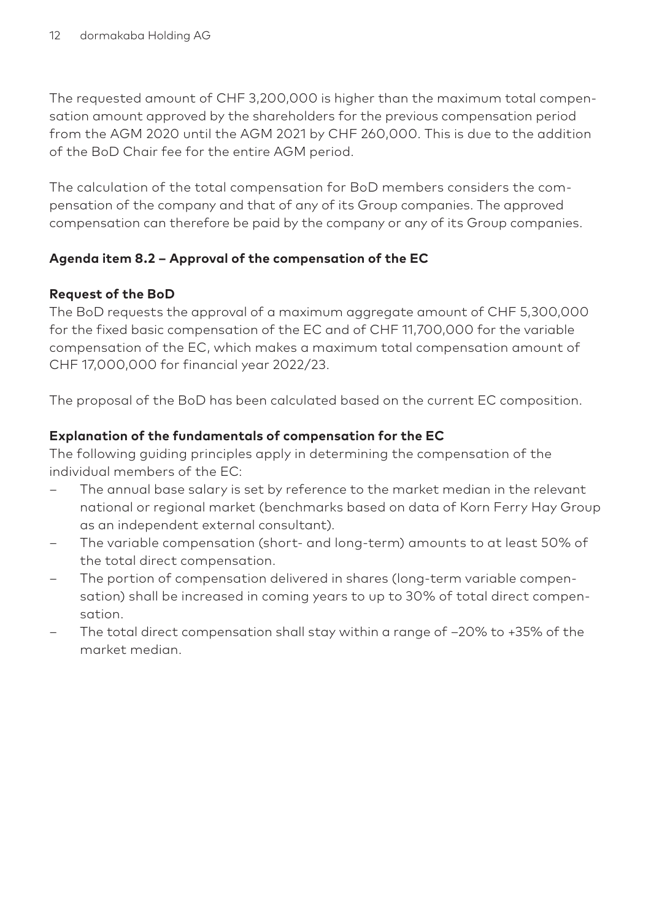The requested amount of CHF 3,200,000 is higher than the maximum total compensation amount approved by the shareholders for the previous compensation period from the AGM 2020 until the AGM 2021 by CHF 260,000. This is due to the addition of the BoD Chair fee for the entire AGM period.

The calculation of the total compensation for BoD members considers the compensation of the company and that of any of its Group companies. The approved compensation can therefore be paid by the company or any of its Group companies.

**Agenda item 8.2 – Approval of the compensation of the EC**

**Request of the BoD**

The BoD requests the approval of a maximum aggregate amount of CHF 5,300,000 for the fixed basic compensation of the EC and of CHF 11,700,000 for the variable compensation of the EC, which makes a maximum total compensation amount of CHF 17,000,000 for financial year 2022/23.

The proposal of the BoD has been calculated based on the current EC composition.

**Explanation of the fundamentals of compensation for the EC**

The following guiding principles apply in determining the compensation of the individual members of the EC:

- The annual base salary is set by reference to the market median in the relevant national or regional market (benchmarks based on data of Korn Ferry Hay Group as an independent external consultant).
- The variable compensation (short- and long-term) amounts to at least 50% of the total direct compensation.
- The portion of compensation delivered in shares (long-term variable compensation) shall be increased in coming years to up to 30% of total direct compensation.
- The total direct compensation shall stay within a range of –20% to +35% of the market median.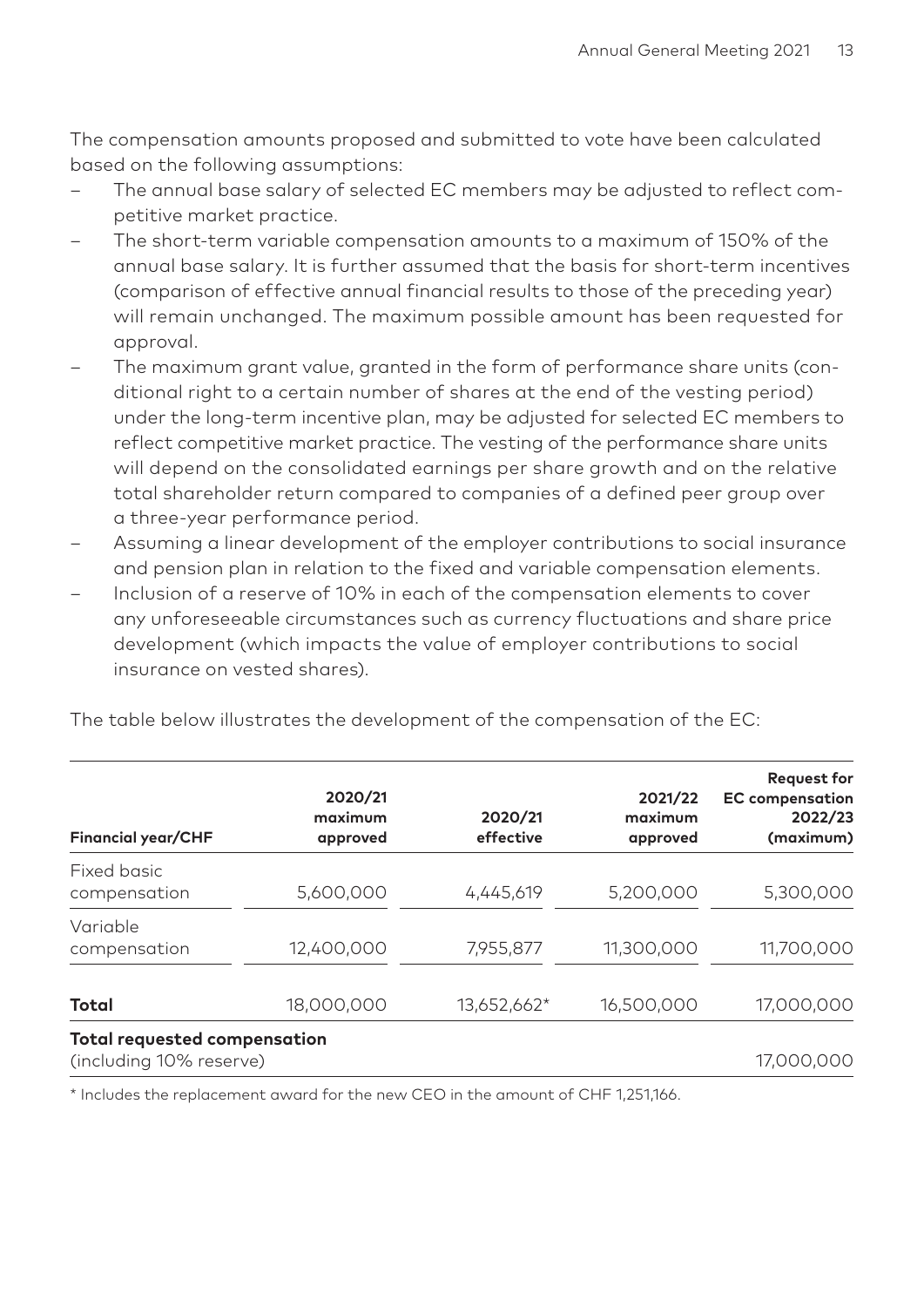The compensation amounts proposed and submitted to vote have been calculated based on the following assumptions:

- The annual base salary of selected EC members may be adjusted to reflect competitive market practice.
- The short-term variable compensation amounts to a maximum of 150% of the annual base salary. It is further assumed that the basis for short-term incentives (comparison of effective annual financial results to those of the preceding year) will remain unchanged. The maximum possible amount has been requested for approval.
- The maximum grant value, granted in the form of performance share units (conditional right to a certain number of shares at the end of the vesting period) under the long-term incentive plan, may be adjusted for selected EC members to reflect competitive market practice. The vesting of the performance share units will depend on the consolidated earnings per share growth and on the relative total shareholder return compared to companies of a defined peer group over a three-year performance period.
- Assuming a linear development of the employer contributions to social insurance and pension plan in relation to the fixed and variable compensation elements.
- Inclusion of a reserve of 10% in each of the compensation elements to cover any unforeseeable circumstances such as currency fluctuations and share price development (which impacts the value of employer contributions to social insurance on vested shares).

The table below illustrates the development of the compensation of the EC:

| Financial year/CHF | 2020/21 maximum approved | 2020/21 effective | 2021/22 maximum approved | Request for EC compensation 2022/23 (maximum) |
|---|---|---|---|---|
| Fixed basic compensation | 5,600,000 | 4,445,619 | 5,200,000 | 5,300,000 |
| Variable compensation | 12,400,000 | 7,955,877 | 11,300,000 | 11,700,000 |
| **Total** | 18,000,000 | 13,652,662* | 16,500,000 | 17,000,000 |
| **Total requested compensation** (including 10% reserve) | | | | 17,000,000 |

\* Includes the replacement award for the new CEO in the amount of CHF 1,251,166.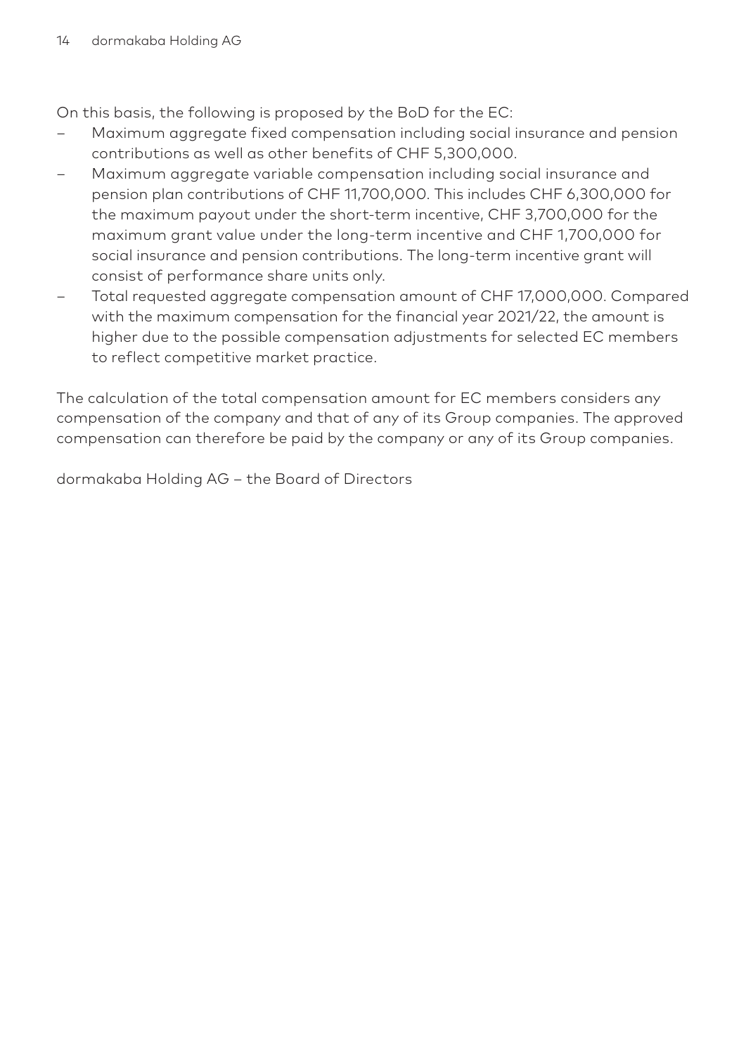On this basis, the following is proposed by the BoD for the EC:

- Maximum aggregate fixed compensation including social insurance and pension contributions as well as other benefits of CHF 5,300,000.
- Maximum aggregate variable compensation including social insurance and pension plan contributions of CHF 11,700,000. This includes CHF 6,300,000 for the maximum payout under the short-term incentive, CHF 3,700,000 for the maximum grant value under the long-term incentive and CHF 1,700,000 for social insurance and pension contributions. The long-term incentive grant will consist of performance share units only.
- Total requested aggregate compensation amount of CHF 17,000,000. Compared with the maximum compensation for the financial year 2021/22, the amount is higher due to the possible compensation adjustments for selected EC members to reflect competitive market practice.

The calculation of the total compensation amount for EC members considers any compensation of the company and that of any of its Group companies. The approved compensation can therefore be paid by the company or any of its Group companies.

dormakaba Holding AG – the Board of Directors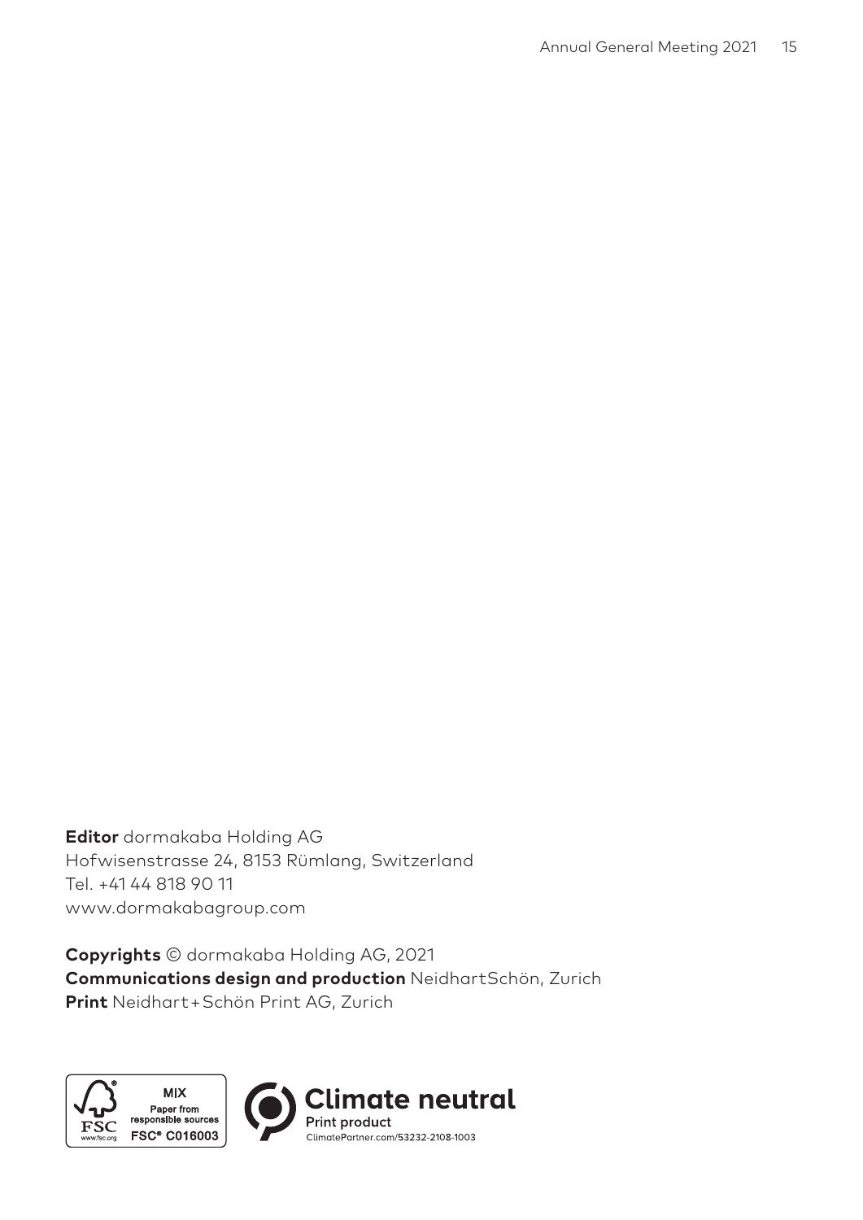**Editor** dormakaba Holding AG
Hofwisenstrasse 24, 8153 Rümlang, Switzerland
Tel. +41 44 818 90 11
www.dormakabagroup.com

**Copyrights** © dormakaba Holding AG, 2021
**Communications design and production** NeidhartSchön, Zurich
**Print** Neidhart+Schön Print AG, Zurich

FSC www.fsc.org MIX Paper from responsible sources FSC® C016003

**Climate neutral**
Print product
ClimatePartner.com/53232-2108-1003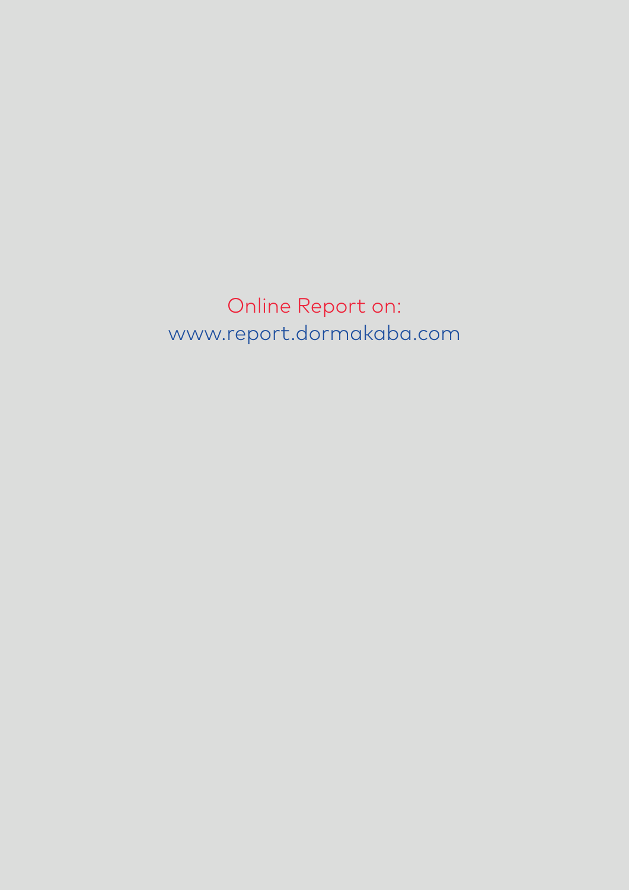Online Report on:
www.report.dormakaba.com